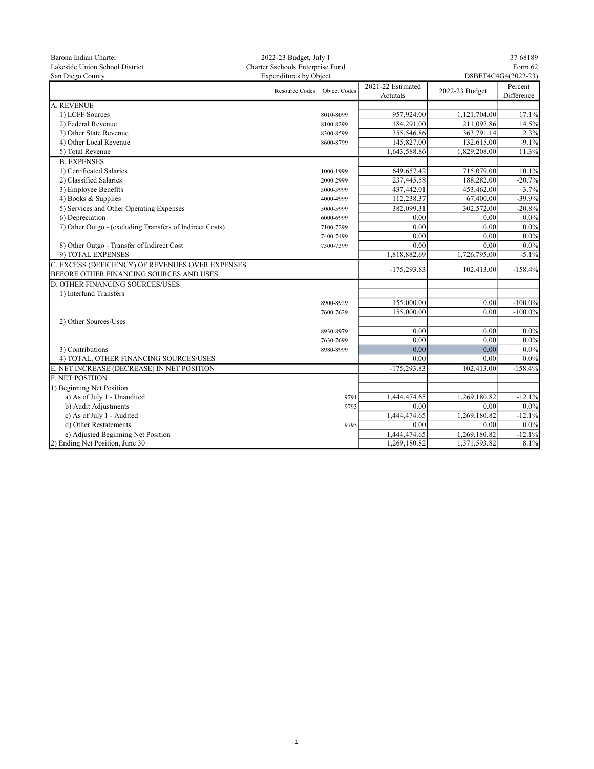Barona Indian Charter
Lakeside Union School District
San Diego County

2022-23 Budget, July 1
Charter Sschools Enterprise Fund
Expenditures by Object

37 68189
Form 62
D8BET4C4G4(2022-23)

| | Resource Codes | Object Codes | 2021-22 Estimated Acutals | 2022-23 Budget | Percent Difference |
|---|---|---|---|---|---|
| A. REVENUE | | | | | |
| 1) LCFF Sources | | 8010-8099 | 957,924.00 | 1,121,704.00 | 17.1% |
| 2) Federal Revenue | | 8100-8299 | 184,291.00 | 211,097.86 | 14.5% |
| 3) Other State Revenue | | 8300-8599 | 355,546.86 | 363,791.14 | 2.3% |
| 4) Other Local Revenue | | 8600-8799 | 145,827.00 | 132,615.00 | -9.1% |
| 5) Total Revenue | | | 1,643,588.86 | 1,829,208.00 | 11.3% |
| B. EXPENSES | | | | | |
| 1) Certificated Salaries | | 1000-1999 | 649,657.42 | 715,079.00 | 10.1% |
| 2) Classified Salaries | | 2000-2999 | 237,445.58 | 188,282.00 | -20.7% |
| 3) Employee Benefits | | 3000-3999 | 437,442.01 | 453,462.00 | 3.7% |
| 4) Books & Supplies | | 4000-4999 | 112,238.37 | 67,400.00 | -39.9% |
| 5) Services and Other Operating Expenses | | 5000-5999 | 382,099.31 | 302,572.00 | -20.8% |
| 6) Depreciation | | 6000-6999 | 0.00 | 0.00 | 0.0% |
| 7) Other Outgo - (excluding Transfers of Indirect Costs) | | 7100-7299 | 0.00 | 0.00 | 0.0% |
| | | 7400-7499 | 0.00 | 0.00 | 0.0% |
| 8) Other Outgo - Transfer of Indirect Cost | | 7300-7399 | 0.00 | 0.00 | 0.0% |
| 9) TOTAL EXPENSES | | | 1,818,882.69 | 1,726,795.00 | -5.1% |
| C. EXCESS (DEFICIENCY) OF REVENUES OVER EXPENSES BEFORE OTHER FINANCING SOURCES AND USES | | | -175,293.83 | 102,413.00 | -158.4% |
| D. OTHER FINANCING SOURCES/USES | | | | | |
| 1) Interfund Transfers | | | | | |
| | | 8900-8929 | 155,000.00 | 0.00 | -100.0% |
| | | 7600-7629 | 155,000.00 | 0.00 | -100.0% |
| 2) Other Sources/Uses | | | | | |
| | | 8930-8979 | 0.00 | 0.00 | 0.0% |
| | | 7630-7699 | 0.00 | 0.00 | 0.0% |
| 3) Contributions | | 8980-8999 | 0.00 | 0.00 | 0.0% |
| 4) TOTAL, OTHER FINANCING SOURCES/USES | | | 0.00 | 0.00 | 0.0% |
| E. NET INCREASE (DECREASE) IN NET POSITION | | | -175,293.83 | 102,413.00 | -158.4% |
| F. NET POSITION | | | | | |
| 1) Beginning Net Position | | | | | |
| a) As of July 1 - Unaudited | | 9791 | 1,444,474.65 | 1,269,180.82 | -12.1% |
| b) Audit Adjustments | | 9793 | 0.00 | 0.00 | 0.0% |
| c) As of July 1 - Audited | | | 1,444,474.65 | 1,269,180.82 | -12.1% |
| d) Other Restatements | | 9795 | 0.00 | 0.00 | 0.0% |
| e) Adjusted Beginning Net Position | | | 1,444,474.65 | 1,269,180.82 | -12.1% |
| 2) Ending Net Position, June 30 | | | 1,269,180.82 | 1,371,593.82 | 8.1% |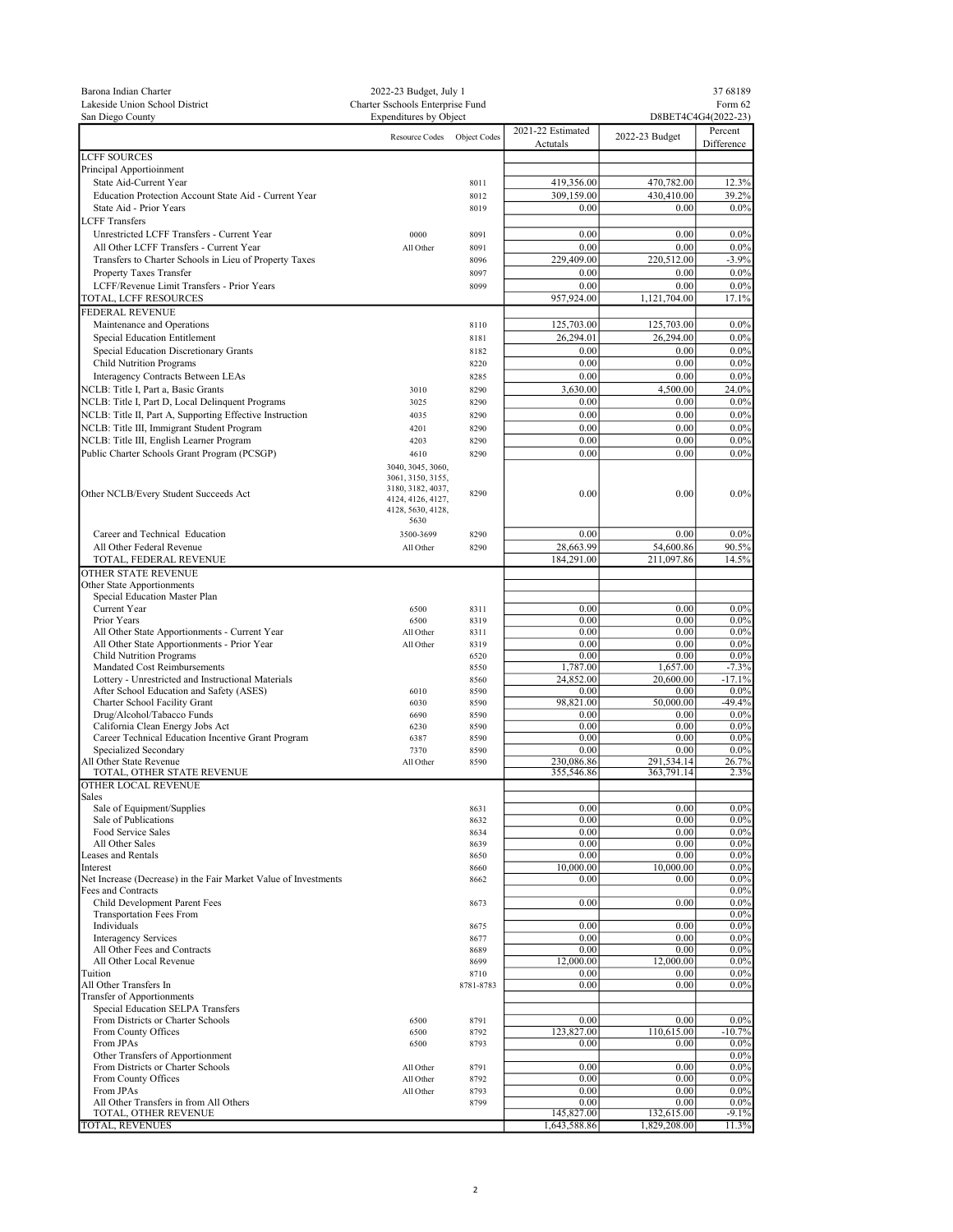| Barona Indian Charter | 2022-23 Budget, July 1 | | | | 37 68189 |
|---|---|---|---|---|---|
| Lakeside Union School District | Charter Sschools Enterprise Fund | | | | Form 62 |
| San Diego County | Expenditures by Object | | | | D8BET4C4G4(2022-23) |

| | Resource Codes | Object Codes | 2021-22 Estimated Actutals | 2022-23 Budget | Percent Difference |
|---|---|---|---|---|---|
| LCFF SOURCES | | | | | |
| Principal Apportioinment | | | | | |
| State Aid-Current Year | | 8011 | 419,356.00 | 470,782.00 | 12.3% |
| Education Protection Account State Aid - Current Year | | 8012 | 309,159.00 | 430,410.00 | 39.2% |
| State Aid - Prior Years | | 8019 | 0.00 | 0.00 | 0.0% |
| LCFF Transfers | | | | | |
| Unrestricted LCFF Transfers - Current Year | 0000 | 8091 | 0.00 | 0.00 | 0.0% |
| All Other LCFF Transfers - Current Year | All Other | 8091 | 0.00 | 0.00 | 0.0% |
| Transfers to Charter Schools in Lieu of Property Taxes | | 8096 | 229,409.00 | 220,512.00 | -3.9% |
| Property Taxes Transfer | | 8097 | 0.00 | 0.00 | 0.0% |
| LCFF/Revenue Limit Transfers - Prior Years | | 8099 | 0.00 | 0.00 | 0.0% |
| TOTAL, LCFF RESOURCES | | | 957,924.00 | 1,121,704.00 | 17.1% |
| FEDERAL REVENUE | | | | | |
| Maintenance and Operations | | 8110 | 125,703.00 | 125,703.00 | 0.0% |
| Special Education Entitlement | | 8181 | 26,294.01 | 26,294.00 | 0.0% |
| Special Education Discretionary Grants | | 8182 | 0.00 | 0.00 | 0.0% |
| Child Nutrition Programs | | 8220 | 0.00 | 0.00 | 0.0% |
| Interagency Contracts Between LEAs | | 8285 | 0.00 | 0.00 | 0.0% |
| NCLB: Title I, Part a, Basic Grants | 3010 | 8290 | 3,630.00 | 4,500.00 | 24.0% |
| NCLB: Title I, Part D, Local Delinquent Programs | 3025 | 8290 | 0.00 | 0.00 | 0.0% |
| NCLB: Title II, Part A, Supporting Effective Instruction | 4035 | 8290 | 0.00 | 0.00 | 0.0% |
| NCLB: Title III, Immigrant Student Program | 4201 | 8290 | 0.00 | 0.00 | 0.0% |
| NCLB: Title III, English Learner Program | 4203 | 8290 | 0.00 | 0.00 | 0.0% |
| Public Charter Schools Grant Program (PCSGP) | 4610 | 8290 | 0.00 | 0.00 | 0.0% |
| Other NCLB/Every Student Succeeds Act | 3040, 3045, 3060, 3061, 3150, 3155, 3180, 3182, 4037, 4124, 4126, 4127, 4128, 5630, 4128, 5630 | 8290 | 0.00 | 0.00 | 0.0% |
| Career and Technical Education | 3500-3699 | 8290 | 0.00 | 0.00 | 0.0% |
| All Other Federal Revenue | All Other | 8290 | 28,663.99 | 54,600.86 | 90.5% |
| TOTAL, FEDERAL REVENUE | | | 184,291.00 | 211,097.86 | 14.5% |
| OTHER STATE REVENUE | | | | | |
| Other State Apportionments | | | | | |
| Special Education Master Plan | | | | | |
| Current Year | 6500 | 8311 | 0.00 | 0.00 | 0.0% |
| Prior Years | 6500 | 8319 | 0.00 | 0.00 | 0.0% |
| All Other State Apportionments - Current Year | All Other | 8311 | 0.00 | 0.00 | 0.0% |
| All Other State Apportionments - Prior Year | All Other | 8319 | 0.00 | 0.00 | 0.0% |
| Child Nutrition Programs | | 6520 | 0.00 | 0.00 | 0.0% |
| Mandated Cost Reimbursements | | 8550 | 1,787.00 | 1,657.00 | -7.3% |
| Lottery - Unrestricted and Instructional Materials | | 8560 | 24,852.00 | 20,600.00 | -17.1% |
| After School Education and Safety (ASES) | 6010 | 8590 | 0.00 | 0.00 | 0.0% |
| Charter School Facility Grant | 6030 | 8590 | 98,821.00 | 50,000.00 | -49.4% |
| Drug/Alcohol/Tabacco Funds | 6690 | 8590 | 0.00 | 0.00 | 0.0% |
| California Clean Energy Jobs Act | 6230 | 8590 | 0.00 | 0.00 | 0.0% |
| Career Technical Education Incentive Grant Program | 6387 | 8590 | 0.00 | 0.00 | 0.0% |
| Specialized Secondary | 7370 | 8590 | 0.00 | 0.00 | 0.0% |
| All Other State Revenue | All Other | 8590 | 230,086.86 | 291,534.14 | 26.7% |
| TOTAL, OTHER STATE REVENUE | | | 355,546.86 | 363,791.14 | 2.3% |
| OTHER LOCAL REVENUE | | | | | |
| Sales | | | | | |
| Sale of Equipment/Supplies | | 8631 | 0.00 | 0.00 | 0.0% |
| Sale of Publications | | 8632 | 0.00 | 0.00 | 0.0% |
| Food Service Sales | | 8634 | 0.00 | 0.00 | 0.0% |
| All Other Sales | | 8639 | 0.00 | 0.00 | 0.0% |
| Leases and Rentals | | 8650 | 0.00 | 0.00 | 0.0% |
| Interest | | 8660 | 10,000.00 | 10,000.00 | 0.0% |
| Net Increase (Decrease) in the Fair Market Value of Investments | | 8662 | 0.00 | 0.00 | 0.0% |
| Fees and Contracts | | | | | 0.0% |
| Child Development Parent Fees | | 8673 | 0.00 | 0.00 | 0.0% |
| Transportation Fees From | | | | | 0.0% |
| Individuals | | 8675 | 0.00 | 0.00 | 0.0% |
| Interagency Services | | 8677 | 0.00 | 0.00 | 0.0% |
| All Other Fees and Contracts | | 8689 | 0.00 | 0.00 | 0.0% |
| All Other Local Revenue | | 8699 | 12,000.00 | 12,000.00 | 0.0% |
| Tuition | | 8710 | 0.00 | 0.00 | 0.0% |
| All Other Transfers In | | 8781-8783 | 0.00 | 0.00 | 0.0% |
| Transfer of Apportionments | | | | | |
| Special Education SELPA Transfers | | | | | |
| From Districts or Charter Schools | 6500 | 8791 | 0.00 | 0.00 | 0.0% |
| From County Offices | 6500 | 8792 | 123,827.00 | 110,615.00 | -10.7% |
| From JPAs | 6500 | 8793 | 0.00 | 0.00 | 0.0% |
| Other Transfers of Apportionment | | | | | 0.0% |
| From Districts or Charter Schools | All Other | 8791 | 0.00 | 0.00 | 0.0% |
| From County Offices | All Other | 8792 | 0.00 | 0.00 | 0.0% |
| From JPAs | All Other | 8793 | 0.00 | 0.00 | 0.0% |
| All Other Transfers in from All Others | | 8799 | 0.00 | 0.00 | 0.0% |
| TOTAL, OTHER REVENUE | | | 145,827.00 | 132,615.00 | -9.1% |
| TOTAL, REVENUES | | | 1,643,588.86 | 1,829,208.00 | 11.3% |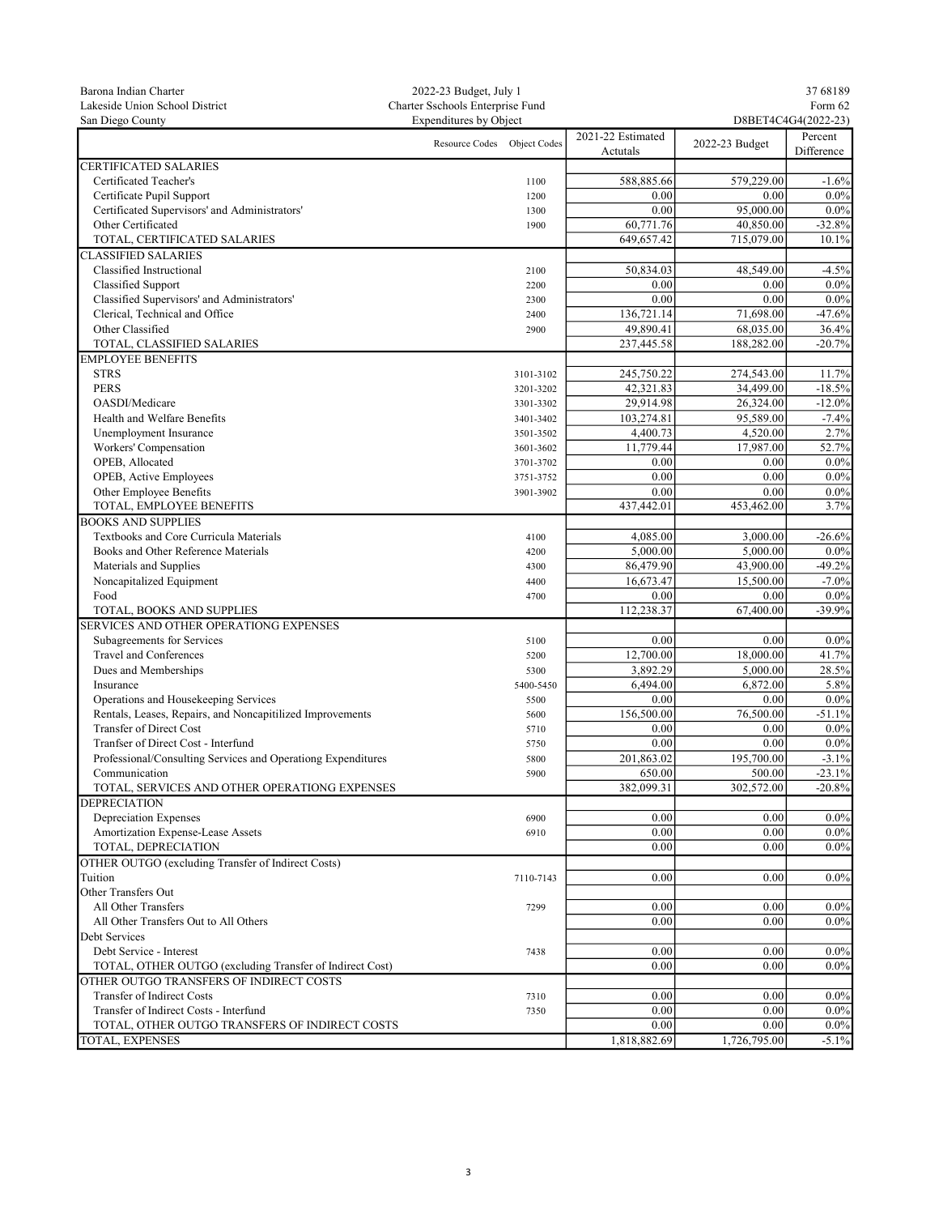| Barona Indian Charter | 2022-23 Budget, July 1 | | | 37 68189 |
|---|---|---|---|---|
| Lakeside Union School District | Charter Sschools Enterprise Fund | | | Form 62 |
| San Diego County | Expenditures by Object | | | D8BET4C4G4(2022-23) |

| | Resource Codes | Object Codes | 2021-22 Estimated Actutals | 2022-23 Budget | Percent Difference |
|---|---|---|---|---|---|
| CERTIFICATED SALARIES | | | | | |
| Certificated Teacher's | | 1100 | 588,885.66 | 579,229.00 | -1.6% |
| Certificate Pupil Support | | 1200 | 0.00 | 0.00 | 0.0% |
| Certificated Supervisors' and Administrators' | | 1300 | 0.00 | 95,000.00 | 0.0% |
| Other Certificated | | 1900 | 60,771.76 | 40,850.00 | -32.8% |
| TOTAL, CERTIFICATED SALARIES | | | 649,657.42 | 715,079.00 | 10.1% |
| CLASSIFIED SALARIES | | | | | |
| Classified Instructional | | 2100 | 50,834.03 | 48,549.00 | -4.5% |
| Classified Support | | 2200 | 0.00 | 0.00 | 0.0% |
| Classified Supervisors' and Administrators' | | 2300 | 0.00 | 0.00 | 0.0% |
| Clerical, Technical and Office | | 2400 | 136,721.14 | 71,698.00 | -47.6% |
| Other Classified | | 2900 | 49,890.41 | 68,035.00 | 36.4% |
| TOTAL, CLASSIFIED SALARIES | | | 237,445.58 | 188,282.00 | -20.7% |
| EMPLOYEE BENEFITS | | | | | |
| STRS | | 3101-3102 | 245,750.22 | 274,543.00 | 11.7% |
| PERS | | 3201-3202 | 42,321.83 | 34,499.00 | -18.5% |
| OASDI/Medicare | | 3301-3302 | 29,914.98 | 26,324.00 | -12.0% |
| Health and Welfare Benefits | | 3401-3402 | 103,274.81 | 95,589.00 | -7.4% |
| Unemployment Insurance | | 3501-3502 | 4,400.73 | 4,520.00 | 2.7% |
| Workers' Compensation | | 3601-3602 | 11,779.44 | 17,987.00 | 52.7% |
| OPEB, Allocated | | 3701-3702 | 0.00 | 0.00 | 0.0% |
| OPEB, Active Employees | | 3751-3752 | 0.00 | 0.00 | 0.0% |
| Other Employee Benefits | | 3901-3902 | 0.00 | 0.00 | 0.0% |
| TOTAL, EMPLOYEE BENEFITS | | | 437,442.01 | 453,462.00 | 3.7% |
| BOOKS AND SUPPLIES | | | | | |
| Textbooks and Core Curricula Materials | | 4100 | 4,085.00 | 3,000.00 | -26.6% |
| Books and Other Reference Materials | | 4200 | 5,000.00 | 5,000.00 | 0.0% |
| Materials and Supplies | | 4300 | 86,479.90 | 43,900.00 | -49.2% |
| Noncapitalized Equipment | | 4400 | 16,673.47 | 15,500.00 | -7.0% |
| Food | | 4700 | 0.00 | 0.00 | 0.0% |
| TOTAL, BOOKS AND SUPPLIES | | | 112,238.37 | 67,400.00 | -39.9% |
| SERVICES AND OTHER OPERATIONG EXPENSES | | | | | |
| Subagreements for Services | | 5100 | 0.00 | 0.00 | 0.0% |
| Travel and Conferences | | 5200 | 12,700.00 | 18,000.00 | 41.7% |
| Dues and Memberships | | 5300 | 3,892.29 | 5,000.00 | 28.5% |
| Insurance | | 5400-5450 | 6,494.00 | 6,872.00 | 5.8% |
| Operations and Housekeeping Services | | 5500 | 0.00 | 0.00 | 0.0% |
| Rentals, Leases, Repairs, and Noncapitilized Improvements | | 5600 | 156,500.00 | 76,500.00 | -51.1% |
| Transfer of Direct Cost | | 5710 | 0.00 | 0.00 | 0.0% |
| Tranfser of Direct Cost - Interfund | | 5750 | 0.00 | 0.00 | 0.0% |
| Professional/Consulting Services and Operationg Expenditures | | 5800 | 201,863.02 | 195,700.00 | -3.1% |
| Communication | | 5900 | 650.00 | 500.00 | -23.1% |
| TOTAL, SERVICES AND OTHER OPERATIONG EXPENSES | | | 382,099.31 | 302,572.00 | -20.8% |
| DEPRECIATION | | | | | |
| Depreciation Expenses | | 6900 | 0.00 | 0.00 | 0.0% |
| Amortization Expense-Lease Assets | | 6910 | 0.00 | 0.00 | 0.0% |
| TOTAL, DEPRECIATION | | | 0.00 | 0.00 | 0.0% |
| OTHER OUTGO (excluding Transfer of Indirect Costs) | | | | | |
| Tuition | | 7110-7143 | 0.00 | 0.00 | 0.0% |
| Other Transfers Out | | | | | |
| All Other Transfers | | 7299 | 0.00 | 0.00 | 0.0% |
| All Other Transfers Out to All Others | | | 0.00 | 0.00 | 0.0% |
| Debt Services | | | | | |
| Debt Service - Interest | | 7438 | 0.00 | 0.00 | 0.0% |
| TOTAL, OTHER OUTGO (excluding Transfer of Indirect Cost) | | | 0.00 | 0.00 | 0.0% |
| OTHER OUTGO TRANSFERS OF INDIRECT COSTS | | | | | |
| Transfer of Indirect Costs | | 7310 | 0.00 | 0.00 | 0.0% |
| Transfer of Indirect Costs - Interfund | | 7350 | 0.00 | 0.00 | 0.0% |
| TOTAL, OTHER OUTGO TRANSFERS OF INDIRECT COSTS | | | 0.00 | 0.00 | 0.0% |
| TOTAL, EXPENSES | | | 1,818,882.69 | 1,726,795.00 | -5.1% |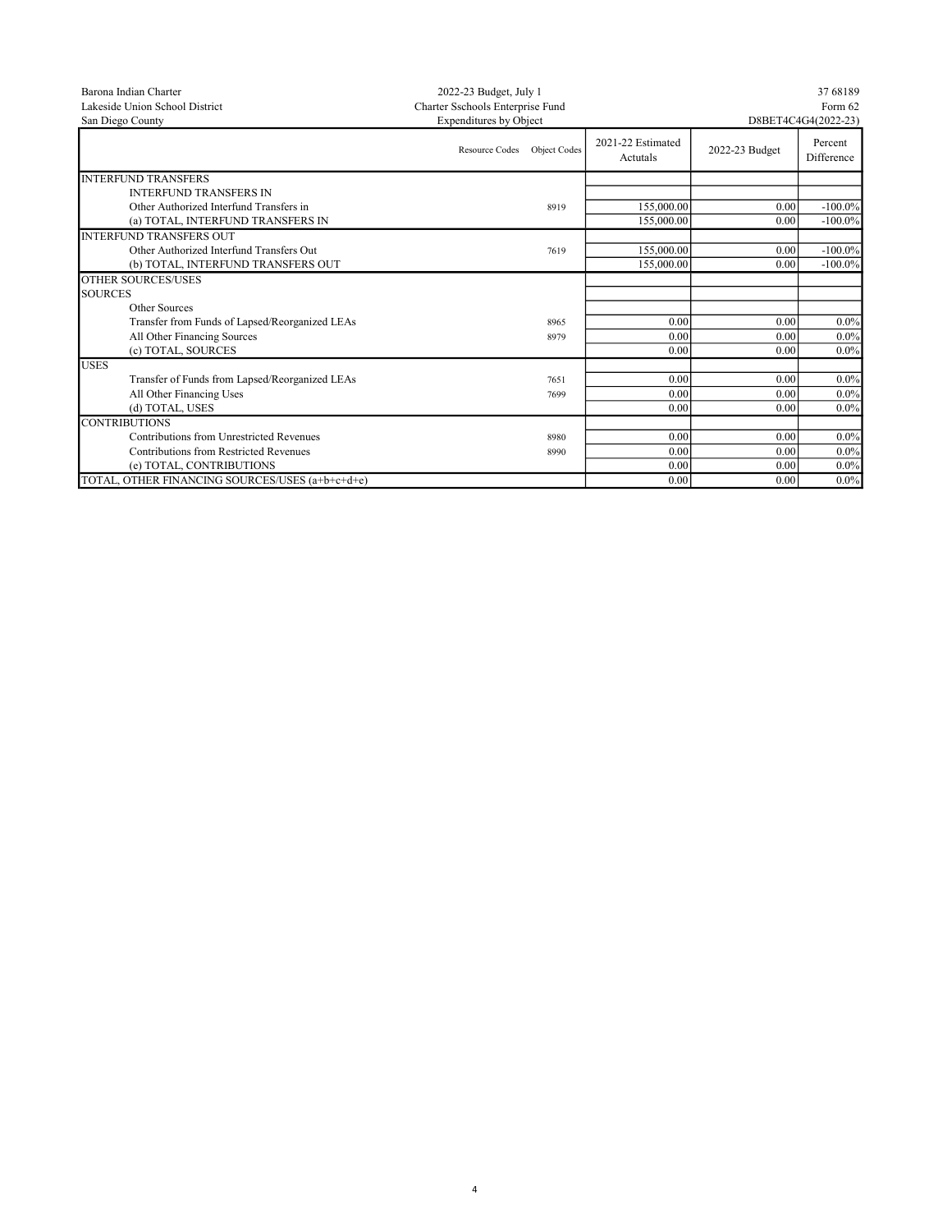Barona Indian Charter
Lakeside Union School District
San Diego County

2022-23 Budget, July 1
Charter Sschools Enterprise Fund
Expenditures by Object

37 68189
Form 62
D8BET4C4G4(2022-23)

| | Resource Codes | Object Codes | 2021-22 Estimated Actutals | 2022-23 Budget | Percent Difference |
|---|---|---|---|---|---|
| INTERFUND TRANSFERS | | | | | |
| INTERFUND TRANSFERS IN | | | | | |
| Other Authorized Interfund Transfers in | | 8919 | 155,000.00 | 0.00 | -100.0% |
| (a) TOTAL, INTERFUND TRANSFERS IN | | | 155,000.00 | 0.00 | -100.0% |
| INTERFUND TRANSFERS OUT | | | | | |
| Other Authorized Interfund Transfers Out | | 7619 | 155,000.00 | 0.00 | -100.0% |
| (b) TOTAL, INTERFUND TRANSFERS OUT | | | 155,000.00 | 0.00 | -100.0% |
| OTHER SOURCES/USES | | | | | |
| SOURCES | | | | | |
| Other Sources | | | | | |
| Transfer from Funds of Lapsed/Reorganized LEAs | | 8965 | 0.00 | 0.00 | 0.0% |
| All Other Financing Sources | | 8979 | 0.00 | 0.00 | 0.0% |
| (c) TOTAL, SOURCES | | | 0.00 | 0.00 | 0.0% |
| USES | | | | | |
| Transfer of Funds from Lapsed/Reorganized LEAs | | 7651 | 0.00 | 0.00 | 0.0% |
| All Other Financing Uses | | 7699 | 0.00 | 0.00 | 0.0% |
| (d) TOTAL, USES | | | 0.00 | 0.00 | 0.0% |
| CONTRIBUTIONS | | | | | |
| Contributions from Unrestricted Revenues | | 8980 | 0.00 | 0.00 | 0.0% |
| Contributions from Restricted Revenues | | 8990 | 0.00 | 0.00 | 0.0% |
| (e) TOTAL, CONTRIBUTIONS | | | 0.00 | 0.00 | 0.0% |
| TOTAL, OTHER FINANCING SOURCES/USES (a+b+c+d+e) | | | 0.00 | 0.00 | 0.0% |